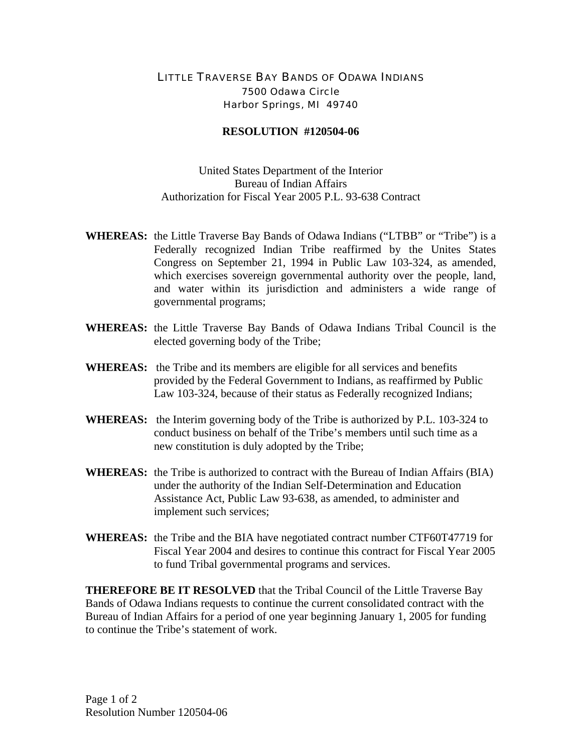LITTLE TRAVERSE BAY BANDS OF ODAWA INDIANS
7500 Odawa Circle
Harbor Springs, MI 49740

**RESOLUTION #120504-06**

United States Department of the Interior
Bureau of Indian Affairs
Authorization for Fiscal Year 2005 P.L. 93-638 Contract

**WHEREAS:** the Little Traverse Bay Bands of Odawa Indians ("LTBB" or "Tribe") is a Federally recognized Indian Tribe reaffirmed by the Unites States Congress on September 21, 1994 in Public Law 103-324, as amended, which exercises sovereign governmental authority over the people, land, and water within its jurisdiction and administers a wide range of governmental programs;

**WHEREAS:** the Little Traverse Bay Bands of Odawa Indians Tribal Council is the elected governing body of the Tribe;

**WHEREAS:** the Tribe and its members are eligible for all services and benefits provided by the Federal Government to Indians, as reaffirmed by Public Law 103-324, because of their status as Federally recognized Indians;

**WHEREAS:** the Interim governing body of the Tribe is authorized by P.L. 103-324 to conduct business on behalf of the Tribe's members until such time as a new constitution is duly adopted by the Tribe;

**WHEREAS:** the Tribe is authorized to contract with the Bureau of Indian Affairs (BIA) under the authority of the Indian Self-Determination and Education Assistance Act, Public Law 93-638, as amended, to administer and implement such services;

**WHEREAS:** the Tribe and the BIA have negotiated contract number CTF60T47719 for Fiscal Year 2004 and desires to continue this contract for Fiscal Year 2005 to fund Tribal governmental programs and services.

**THEREFORE BE IT RESOLVED** that the Tribal Council of the Little Traverse Bay Bands of Odawa Indians requests to continue the current consolidated contract with the Bureau of Indian Affairs for a period of one year beginning January 1, 2005 for funding to continue the Tribe's statement of work.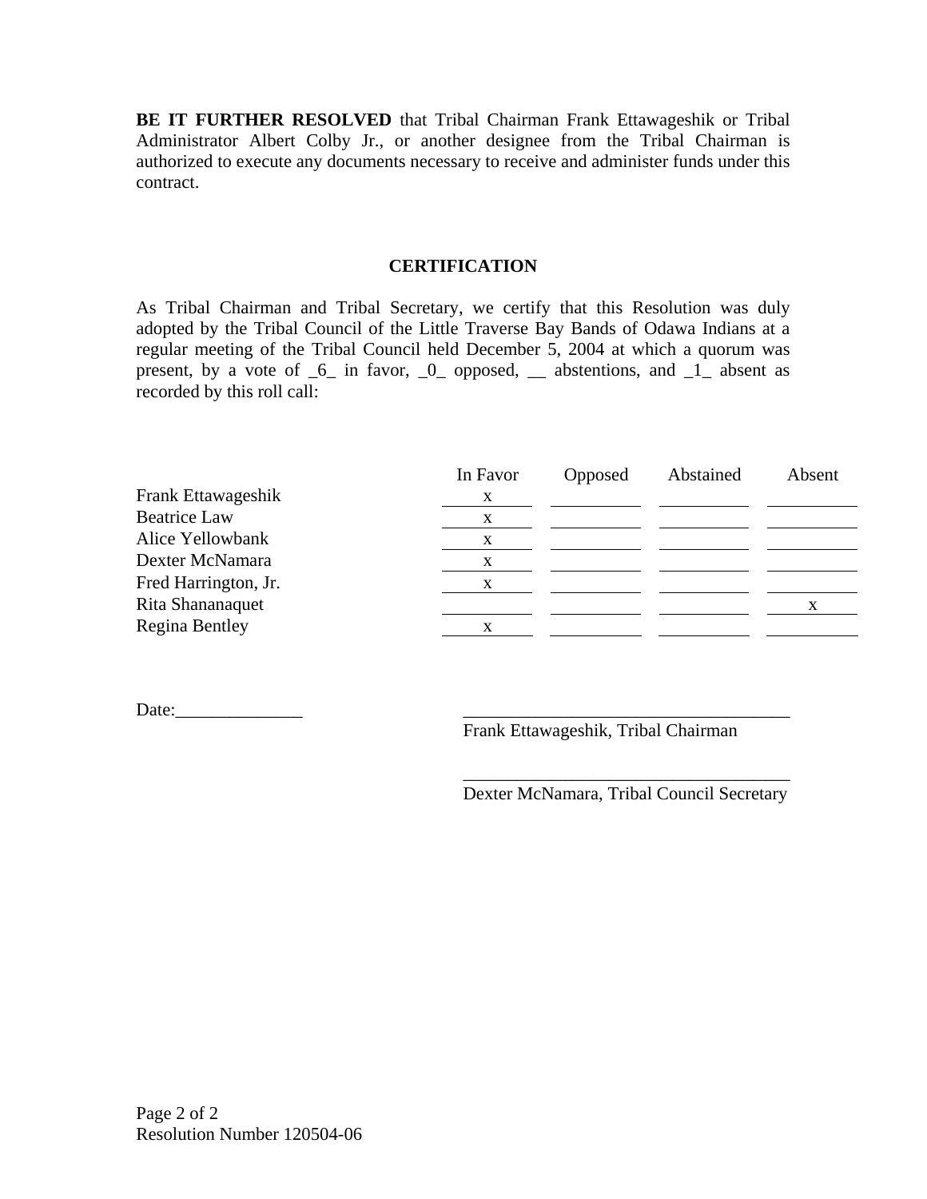**BE IT FURTHER RESOLVED** that Tribal Chairman Frank Ettawageshik or Tribal Administrator Albert Colby Jr., or another designee from the Tribal Chairman is authorized to execute any documents necessary to receive and administer funds under this contract.

## CERTIFICATION

As Tribal Chairman and Tribal Secretary, we certify that this Resolution was duly adopted by the Tribal Council of the Little Traverse Bay Bands of Odawa Indians at a regular meeting of the Tribal Council held December 5, 2004 at which a quorum was present, by a vote of _6_ in favor, _0_ opposed, __ abstentions, and _1_ absent as recorded by this roll call:

| | In Favor | Opposed | Abstained | Absent |
|---|---|---|---|---|
| Frank Ettawageshik | x | | | |
| Beatrice Law | x | | | |
| Alice Yellowbank | x | | | |
| Dexter McNamara | x | | | |
| Fred Harrington, Jr. | x | | | |
| Rita Shananaquet | | | | x |
| Regina Bentley | x | | | |

Date:______________

___________________________________
Frank Ettawageshik, Tribal Chairman

___________________________________
Dexter McNamara, Tribal Council Secretary

Resolution Number 120504-06